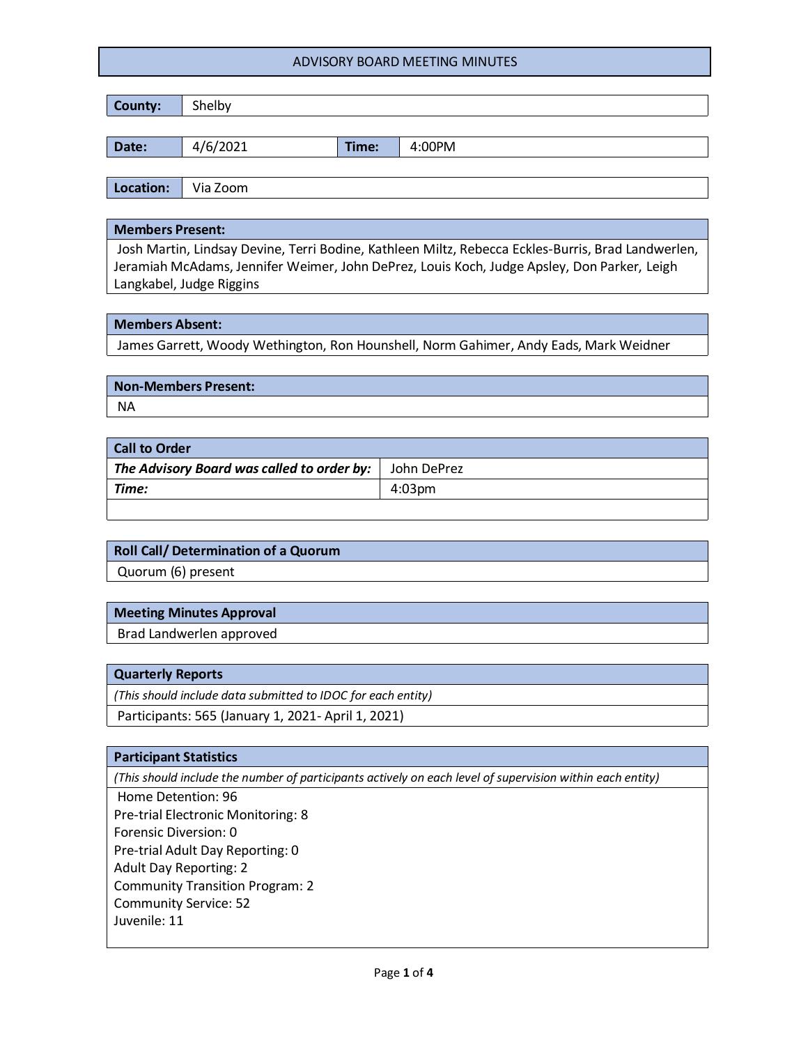# ADVISORY BOARD MEETING MINUTES

| **County:** | Shelby |
|---|---|

| **Date:** | 4/6/2021 | **Time:** | 4:00PM |
|---|---|---|---|

| **Location:** | Via Zoom |
|---|---|

**Members Present:**

Josh Martin, Lindsay Devine, Terri Bodine, Kathleen Miltz, Rebecca Eckles-Burris, Brad Landwerlen, Jeramiah McAdams, Jennifer Weimer, John DePrez, Louis Koch, Judge Apsley, Don Parker, Leigh Langkabel, Judge Riggins

**Members Absent:**

James Garrett, Woody Wethington, Ron Hounshell, Norm Gahimer, Andy Eads, Mark Weidner

**Non-Members Present:**

NA

**Call to Order**

| ***The Advisory Board was called to order by:*** | John DePrez |
|---|---|
| ***Time:*** | 4:03pm |

**Roll Call/ Determination of a Quorum**

Quorum (6) present

**Meeting Minutes Approval**

Brad Landwerlen approved

**Quarterly Reports**

*(This should include data submitted to IDOC for each entity)*

Participants: 565 (January 1, 2021- April 1, 2021)

**Participant Statistics**

*(This should include the number of participants actively on each level of supervision within each entity)*

Home Detention: 96
Pre-trial Electronic Monitoring: 8
Forensic Diversion: 0
Pre-trial Adult Day Reporting: 0
Adult Day Reporting: 2
Community Transition Program: 2
Community Service: 52
Juvenile: 11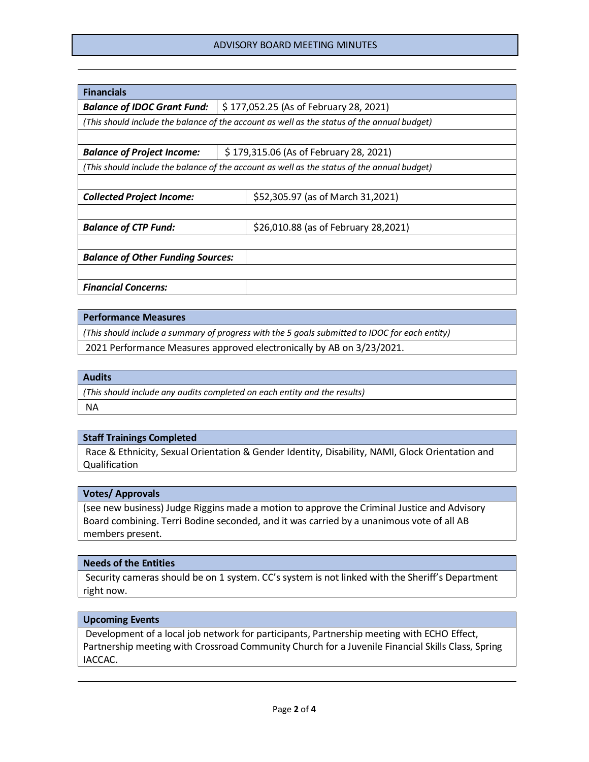ADVISORY BOARD MEETING MINUTES

| **Financials** | |
|---|---|
| ***Balance of IDOC Grant Fund:*** | $ 177,052.25 (As of February 28, 2021) |
| *(This should include the balance of the account as well as the status of the annual budget)* | |
| | |
| ***Balance of Project Income:*** | $ 179,315.06 (As of February 28, 2021) |
| *(This should include the balance of the account as well as the status of the annual budget)* | |
| | |
| ***Collected Project Income:*** | $52,305.97 (as of March 31,2021) |
| | |
| ***Balance of CTP Fund:*** | $26,010.88 (as of February 28,2021) |
| | |
| ***Balance of Other Funding Sources:*** | |
| | |
| ***Financial Concerns:*** | |

## Performance Measures

*(This should include a summary of progress with the 5 goals submitted to IDOC for each entity)*

2021 Performance Measures approved electronically by AB on 3/23/2021.

## Audits

*(This should include any audits completed on each entity and the results)*

NA

## Staff Trainings Completed

Race & Ethnicity, Sexual Orientation & Gender Identity, Disability, NAMI, Glock Orientation and Qualification

## Votes/ Approvals

(see new business) Judge Riggins made a motion to approve the Criminal Justice and Advisory Board combining. Terri Bodine seconded, and it was carried by a unanimous vote of all AB members present.

## Needs of the Entities

Security cameras should be on 1 system. CC's system is not linked with the Sheriff's Department right now.

## Upcoming Events

Development of a local job network for participants, Partnership meeting with ECHO Effect, Partnership meeting with Crossroad Community Church for a Juvenile Financial Skills Class, Spring IACCAC.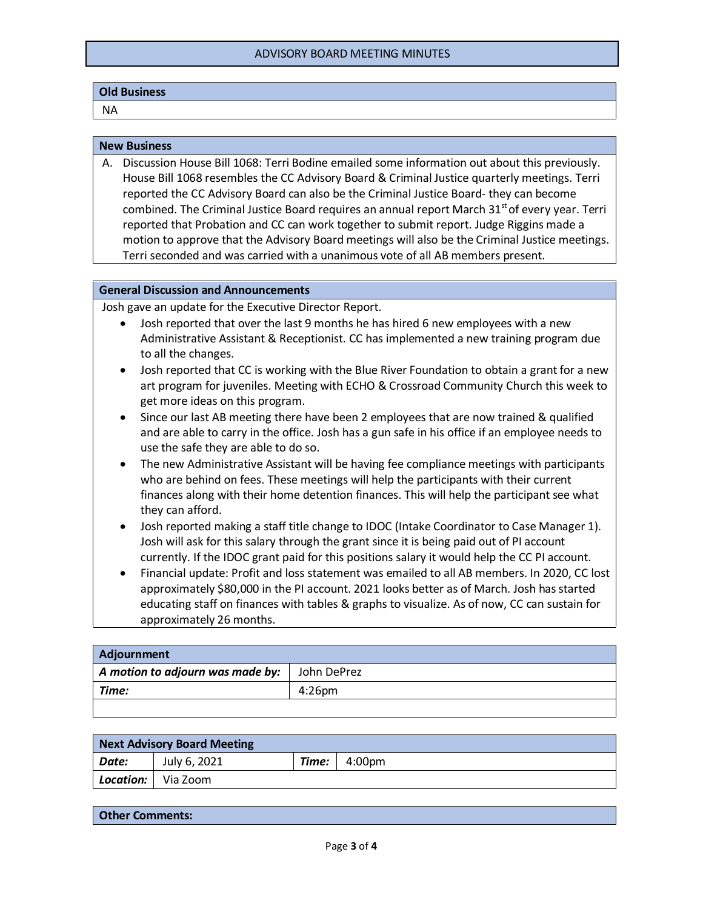# ADVISORY BOARD MEETING MINUTES

## Old Business

NA

## New Business

A. Discussion House Bill 1068: Terri Bodine emailed some information out about this previously. House Bill 1068 resembles the CC Advisory Board & Criminal Justice quarterly meetings. Terri reported the CC Advisory Board can also be the Criminal Justice Board- they can become combined. The Criminal Justice Board requires an annual report March 31st of every year. Terri reported that Probation and CC can work together to submit report. Judge Riggins made a motion to approve that the Advisory Board meetings will also be the Criminal Justice meetings. Terri seconded and was carried with a unanimous vote of all AB members present.

## General Discussion and Announcements

Josh gave an update for the Executive Director Report.

- Josh reported that over the last 9 months he has hired 6 new employees with a new Administrative Assistant & Receptionist. CC has implemented a new training program due to all the changes.
- Josh reported that CC is working with the Blue River Foundation to obtain a grant for a new art program for juveniles. Meeting with ECHO & Crossroad Community Church this week to get more ideas on this program.
- Since our last AB meeting there have been 2 employees that are now trained & qualified and are able to carry in the office. Josh has a gun safe in his office if an employee needs to use the safe they are able to do so.
- The new Administrative Assistant will be having fee compliance meetings with participants who are behind on fees. These meetings will help the participants with their current finances along with their home detention finances. This will help the participant see what they can afford.
- Josh reported making a staff title change to IDOC (Intake Coordinator to Case Manager 1). Josh will ask for this salary through the grant since it is being paid out of PI account currently. If the IDOC grant paid for this positions salary it would help the CC PI account.
- Financial update: Profit and loss statement was emailed to all AB members. In 2020, CC lost approximately $80,000 in the PI account. 2021 looks better as of March. Josh has started educating staff on finances with tables & graphs to visualize. As of now, CC can sustain for approximately 26 months.

## Adjournment

| | |
|---|---|
| ***A motion to adjourn was made by:*** | John DePrez |
| ***Time:*** | 4:26pm |

## Next Advisory Board Meeting

| | | | |
|---|---|---|---|
| ***Date:*** | July 6, 2021 | ***Time:*** | 4:00pm |
| ***Location:*** | Via Zoom | | |

## Other Comments: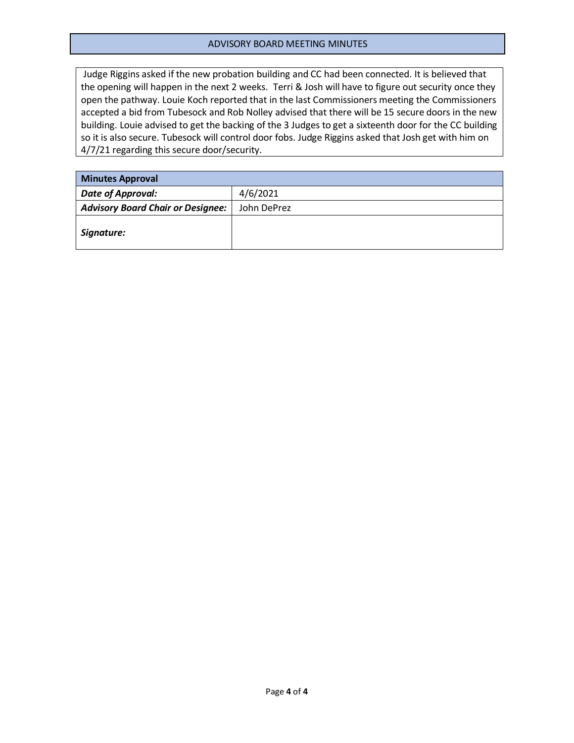## ADVISORY BOARD MEETING MINUTES

Judge Riggins asked if the new probation building and CC had been connected. It is believed that the opening will happen in the next 2 weeks. Terri & Josh will have to figure out security once they open the pathway. Louie Koch reported that in the last Commissioners meeting the Commissioners accepted a bid from Tubesock and Rob Nolley advised that there will be 15 secure doors in the new building. Louie advised to get the backing of the 3 Judges to get a sixteenth door for the CC building so it is also secure. Tubesock will control door fobs. Judge Riggins asked that Josh get with him on 4/7/21 regarding this secure door/security.

| **Minutes Approval** | |
|---|---|
| ***Date of Approval:*** | 4/6/2021 |
| ***Advisory Board Chair or Designee:*** | John DePrez |
| ***Signature:*** | |